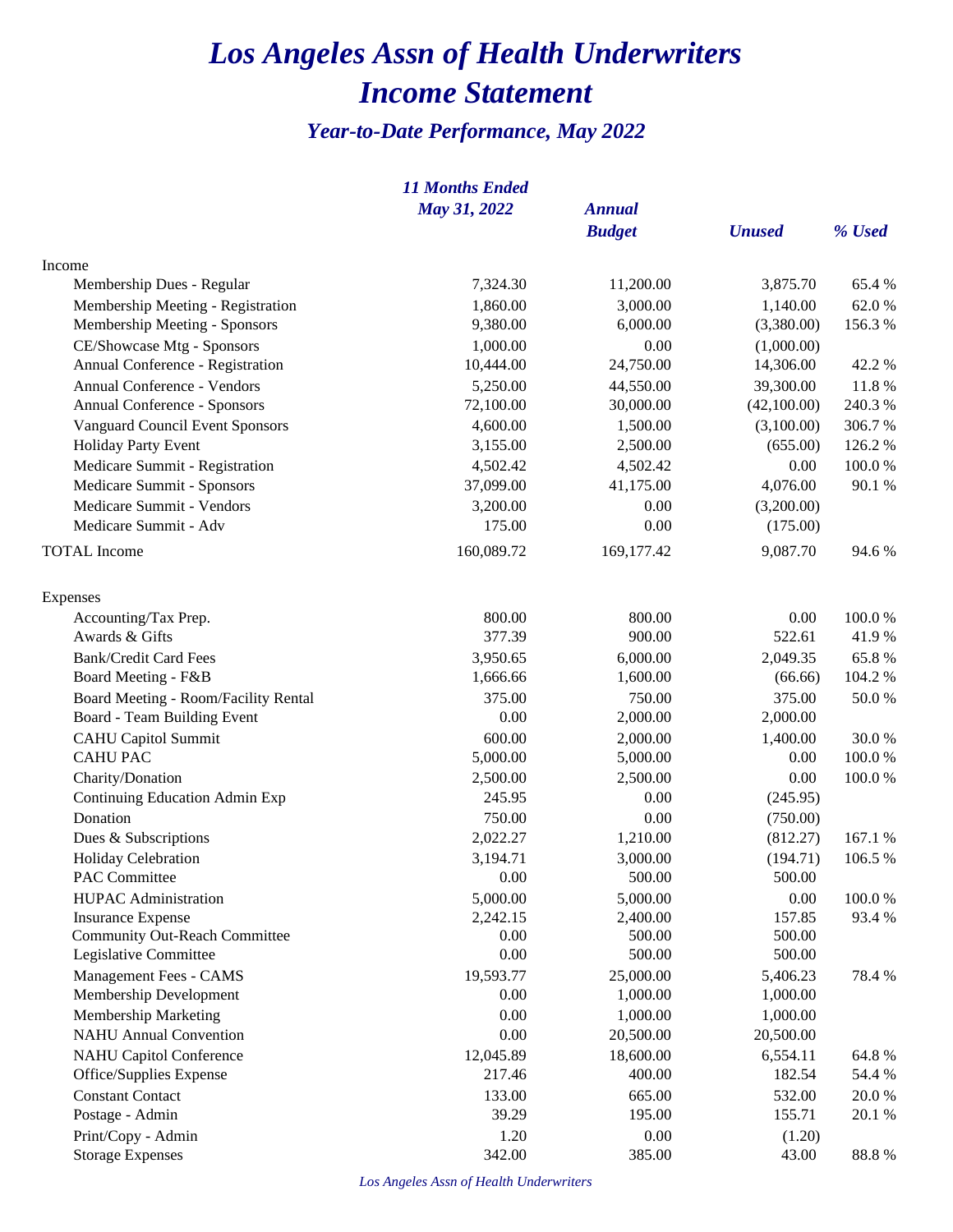# *Los Angeles Assn of Health Underwriters*
# *Income Statement*

### *Year-to-Date Performance, May 2022*

| | *11 Months Ended May 31, 2022* | *Annual Budget* | *Unused* | *% Used* |
|---|---|---|---|---|
| Income | | | | |
| Membership Dues - Regular | 7,324.30 | 11,200.00 | 3,875.70 | 65.4 % |
| Membership Meeting - Registration | 1,860.00 | 3,000.00 | 1,140.00 | 62.0 % |
| Membership Meeting - Sponsors | 9,380.00 | 6,000.00 | (3,380.00) | 156.3 % |
| CE/Showcase Mtg - Sponsors | 1,000.00 | 0.00 | (1,000.00) | |
| Annual Conference - Registration | 10,444.00 | 24,750.00 | 14,306.00 | 42.2 % |
| Annual Conference - Vendors | 5,250.00 | 44,550.00 | 39,300.00 | 11.8 % |
| Annual Conference - Sponsors | 72,100.00 | 30,000.00 | (42,100.00) | 240.3 % |
| Vanguard Council Event Sponsors | 4,600.00 | 1,500.00 | (3,100.00) | 306.7 % |
| Holiday Party Event | 3,155.00 | 2,500.00 | (655.00) | 126.2 % |
| Medicare Summit - Registration | 4,502.42 | 4,502.42 | 0.00 | 100.0 % |
| Medicare Summit - Sponsors | 37,099.00 | 41,175.00 | 4,076.00 | 90.1 % |
| Medicare Summit - Vendors | 3,200.00 | 0.00 | (3,200.00) | |
| Medicare Summit - Adv | 175.00 | 0.00 | (175.00) | |
| TOTAL Income | 160,089.72 | 169,177.42 | 9,087.70 | 94.6 % |
| Expenses | | | | |
| Accounting/Tax Prep. | 800.00 | 800.00 | 0.00 | 100.0 % |
| Awards & Gifts | 377.39 | 900.00 | 522.61 | 41.9 % |
| Bank/Credit Card Fees | 3,950.65 | 6,000.00 | 2,049.35 | 65.8 % |
| Board Meeting - F&B | 1,666.66 | 1,600.00 | (66.66) | 104.2 % |
| Board Meeting - Room/Facility Rental | 375.00 | 750.00 | 375.00 | 50.0 % |
| Board - Team Building Event | 0.00 | 2,000.00 | 2,000.00 | |
| CAHU Capitol Summit | 600.00 | 2,000.00 | 1,400.00 | 30.0 % |
| CAHU PAC | 5,000.00 | 5,000.00 | 0.00 | 100.0 % |
| Charity/Donation | 2,500.00 | 2,500.00 | 0.00 | 100.0 % |
| Continuing Education Admin Exp | 245.95 | 0.00 | (245.95) | |
| Donation | 750.00 | 0.00 | (750.00) | |
| Dues & Subscriptions | 2,022.27 | 1,210.00 | (812.27) | 167.1 % |
| Holiday Celebration | 3,194.71 | 3,000.00 | (194.71) | 106.5 % |
| PAC Committee | 0.00 | 500.00 | 500.00 | |
| HUPAC Administration | 5,000.00 | 5,000.00 | 0.00 | 100.0 % |
| Insurance Expense | 2,242.15 | 2,400.00 | 157.85 | 93.4 % |
| Community Out-Reach Committee | 0.00 | 500.00 | 500.00 | |
| Legislative Committee | 0.00 | 500.00 | 500.00 | |
| Management Fees - CAMS | 19,593.77 | 25,000.00 | 5,406.23 | 78.4 % |
| Membership Development | 0.00 | 1,000.00 | 1,000.00 | |
| Membership Marketing | 0.00 | 1,000.00 | 1,000.00 | |
| NAHU Annual Convention | 0.00 | 20,500.00 | 20,500.00 | |
| NAHU Capitol Conference | 12,045.89 | 18,600.00 | 6,554.11 | 64.8 % |
| Office/Supplies Expense | 217.46 | 400.00 | 182.54 | 54.4 % |
| Constant Contact | 133.00 | 665.00 | 532.00 | 20.0 % |
| Postage - Admin | 39.29 | 195.00 | 155.71 | 20.1 % |
| Print/Copy - Admin | 1.20 | 0.00 | (1.20) | |
| Storage Expenses | 342.00 | 385.00 | 43.00 | 88.8 % |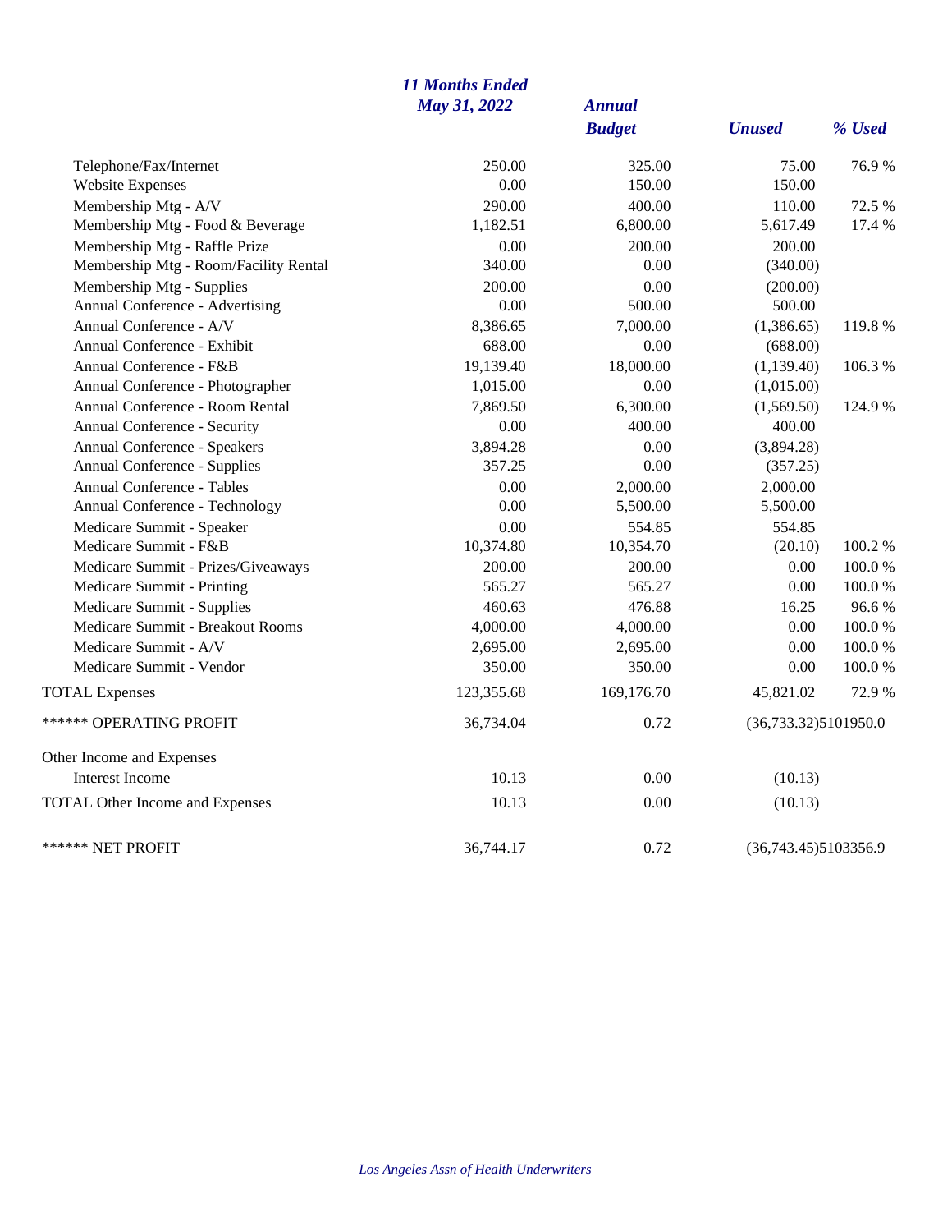| | 11 Months Ended May 31, 2022 | Annual Budget | Unused | % Used |
|---|---|---|---|---|
| Telephone/Fax/Internet | 250.00 | 325.00 | 75.00 | 76.9 % |
| Website Expenses | 0.00 | 150.00 | 150.00 | |
| Membership Mtg - A/V | 290.00 | 400.00 | 110.00 | 72.5 % |
| Membership Mtg - Food & Beverage | 1,182.51 | 6,800.00 | 5,617.49 | 17.4 % |
| Membership Mtg - Raffle Prize | 0.00 | 200.00 | 200.00 | |
| Membership Mtg - Room/Facility Rental | 340.00 | 0.00 | (340.00) | |
| Membership Mtg - Supplies | 200.00 | 0.00 | (200.00) | |
| Annual Conference - Advertising | 0.00 | 500.00 | 500.00 | |
| Annual Conference - A/V | 8,386.65 | 7,000.00 | (1,386.65) | 119.8 % |
| Annual Conference - Exhibit | 688.00 | 0.00 | (688.00) | |
| Annual Conference - F&B | 19,139.40 | 18,000.00 | (1,139.40) | 106.3 % |
| Annual Conference - Photographer | 1,015.00 | 0.00 | (1,015.00) | |
| Annual Conference - Room Rental | 7,869.50 | 6,300.00 | (1,569.50) | 124.9 % |
| Annual Conference - Security | 0.00 | 400.00 | 400.00 | |
| Annual Conference - Speakers | 3,894.28 | 0.00 | (3,894.28) | |
| Annual Conference - Supplies | 357.25 | 0.00 | (357.25) | |
| Annual Conference - Tables | 0.00 | 2,000.00 | 2,000.00 | |
| Annual Conference - Technology | 0.00 | 5,500.00 | 5,500.00 | |
| Medicare Summit - Speaker | 0.00 | 554.85 | 554.85 | |
| Medicare Summit - F&B | 10,374.80 | 10,354.70 | (20.10) | 100.2 % |
| Medicare Summit - Prizes/Giveaways | 200.00 | 200.00 | 0.00 | 100.0 % |
| Medicare Summit - Printing | 565.27 | 565.27 | 0.00 | 100.0 % |
| Medicare Summit - Supplies | 460.63 | 476.88 | 16.25 | 96.6 % |
| Medicare Summit - Breakout Rooms | 4,000.00 | 4,000.00 | 0.00 | 100.0 % |
| Medicare Summit - A/V | 2,695.00 | 2,695.00 | 0.00 | 100.0 % |
| Medicare Summit - Vendor | 350.00 | 350.00 | 0.00 | 100.0 % |
| TOTAL Expenses | 123,355.68 | 169,176.70 | 45,821.02 | 72.9 % |
| ****** OPERATING PROFIT | 36,734.04 | 0.72 | (36,733.32) | 5101950.0 |
| Other Income and Expenses | | | | |
| Interest Income | 10.13 | 0.00 | (10.13) | |
| TOTAL Other Income and Expenses | 10.13 | 0.00 | (10.13) | |
| ****** NET PROFIT | 36,744.17 | 0.72 | (36,743.45) | 5103356.9 |

*Los Angeles Assn of Health Underwriters*